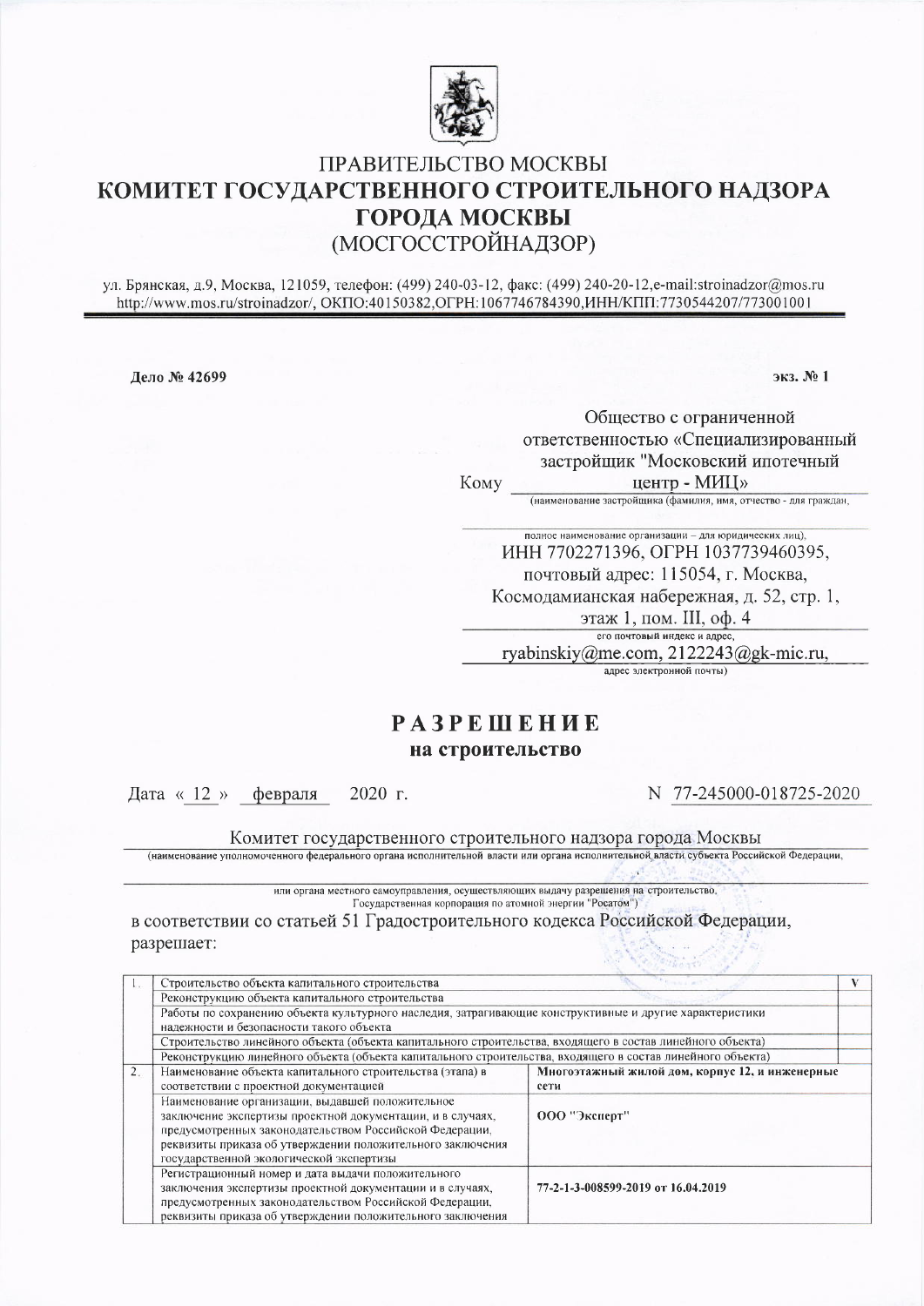# ПРАВИТЕЛЬСТВО МОСКВЫ
# КОМИТЕТ ГОСУДАРСТВЕННОГО СТРОИТЕЛЬНОГО НАДЗОРА ГОРОДА МОСКВЫ
## (МОСГОССТРОЙНАДЗОР)

ул. Брянская, д.9, Москва, 121059, телефон: (499) 240-03-12, факс: (499) 240-20-12, e-mail:stroinadzor@mos.ru
http://www.mos.ru/stroinadzor/, ОКПО:40150382, ОГРН:1067746784390, ИНН/КПП:7730544207/773001001

**Дело № 42699** **экз. № 1**

Кому Общество с ограниченной ответственностью «Специализированный застройщик "Московский ипотечный центр - МИЦ»
(наименование застройщика (фамилия, имя, отчество - для граждан,

полное наименование организации – для юридических лиц),
ИНН 7702271396, ОГРН 1037739460395, почтовый адрес: 115054, г. Москва, Космодамианская набережная, д. 52, стр. 1, этаж 1, пом. III, оф. 4
его почтовый индекс и адрес,
ryabinskiy@me.com, 2122243@gk-mic.ru,
адрес электронной почты)

# РАЗРЕШЕНИЕ
## на строительство

Дата « 12 » февраля 2020 г. N 77-245000-018725-2020

Комитет государственного строительного надзора города Москвы
(наименование уполномоченного федерального органа исполнительной власти или органа исполнительной власти субъекта Российской Федерации,

или органа местного самоуправления, осуществляющих выдачу разрешения на строительство, Государственная корпорация по атомной энергии "Росатом")

в соответствии со статьей 51 Градостроительного кодекса Российской Федерации, разрешает:

| | | | |
|---|---|---|---|
| 1. | Строительство объекта капитального строительства | | V |
| | Реконструкцию объекта капитального строительства | | |
| | Работы по сохранению объекта культурного наследия, затрагивающие конструктивные и другие характеристики надежности и безопасности такого объекта | | |
| | Строительство линейного объекта (объекта капитального строительства, входящего в состав линейного объекта) | | |
| | Реконструкцию линейного объекта (объекта капитального строительства, входящего в состав линейного объекта) | | |
| 2. | Наименование объекта капитального строительства (этапа) в соответствии с проектной документацией | **Многоэтажный жилой дом, корпус 12, и инженерные сети** | |
| | Наименование организации, выдавшей положительное заключение экспертизы проектной документации, и в случаях, предусмотренных законодательством Российской Федерации, реквизиты приказа об утверждении положительного заключения государственной экологической экспертизы | **ООО "Эксперт"** | |
| | Регистрационный номер и дата выдачи положительного заключения экспертизы проектной документации и в случаях, предусмотренных законодательством Российской Федерации, реквизиты приказа об утверждении положительного заключения | **77-2-1-3-008599-2019 от 16.04.2019** | |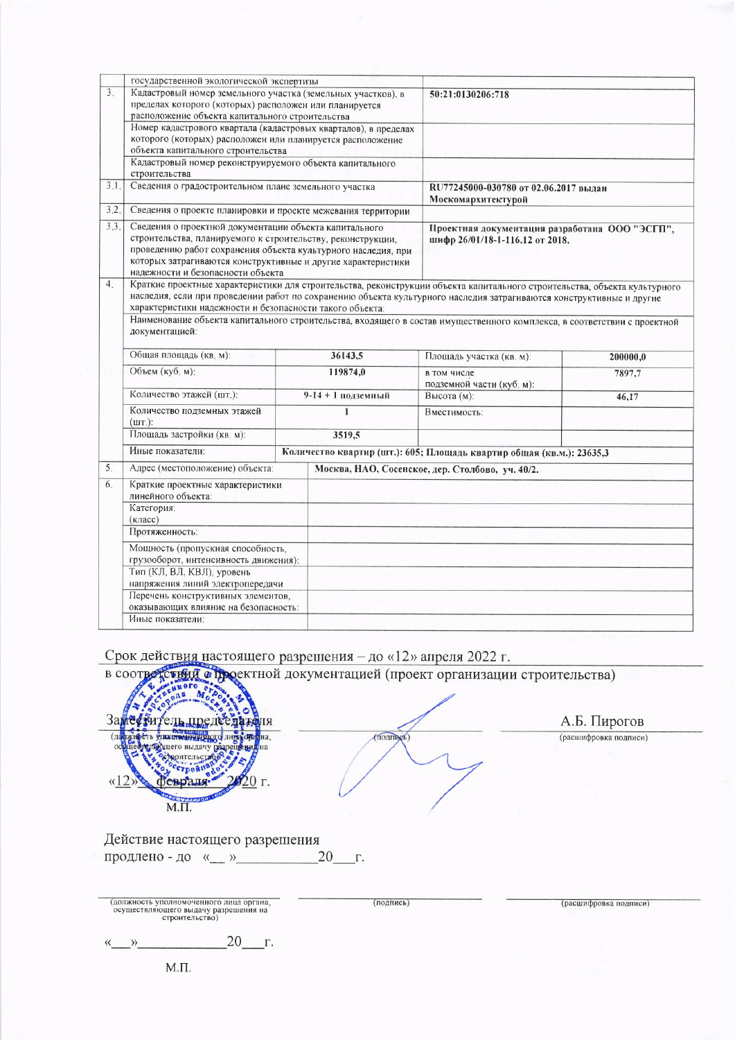| | | |
|---|---|---|
| | государственной экологической экспертизы | |
| 3. | Кадастровый номер земельного участка (земельных участков), в пределах которого (которых) расположен или планируется расположение объекта капитального строительства | **50:21:0130206:718** |
| | Номер кадастрового квартала (кадастровых кварталов), в пределах которого (которых) расположен или планируется расположение объекта капитального строительства | |
| | Кадастровый номер реконструируемого объекта капитального строительства | |
| 3.1. | Сведения о градостроительном плане земельного участка | **RU77245000-030780 от 02.06.2017 выдан Москомархитектурой** |
| 3.2. | Сведения о проекте планировки и проекте межевания территории | |
| 3.3. | Сведения о проектной документации объекта капитального строительства, планируемого к строительству, реконструкции, проведению работ сохранения объекта культурного наследия, при которых затрагиваются конструктивные и другие характеристики надежности и безопасности объекта | **Проектная документация разработана ООО "ЭСГП", шифр 26/01/18-1-116.12 от 2018.** |

4\. Краткие проектные характеристики для строительства, реконструкции объекта капитального строительства, объекта культурного наследия, если при проведении работ по сохранению объекта культурного наследия затрагиваются конструктивные и другие характеристики надежности и безопасности такого объекта:

Наименование объекта капитального строительства, входящего в состав имущественного комплекса, в соответствии с проектной документацией:

| | | | |
|---|---|---|---|
| Общая площадь (кв. м): | **36143,5** | Площадь участка (кв. м): | **200000,0** |
| Объем (куб. м): | **119874,0** | в том числе подземной части (куб. м): | **7897,7** |
| Количество этажей (шт.): | **9-14 + 1 подземный** | Высота (м): | **46,17** |
| Количество подземных этажей (шт.): | **1** | Вместимость: | |
| Площадь застройки (кв. м): | **3519,5** | | |
| Иные показатели: | **Количество квартир (шт.): 605; Площадь квартир общая (кв.м.): 23635,3** | | |

| | | |
|---|---|---|
| 5. | Адрес (местоположение) объекта: | **Москва, НАО, Сосенское, дер. Столбово, уч. 40/2.** |
| 6. | Краткие проектные характеристики линейного объекта: | |
| | Категория: (класс) | |
| | Протяженность: | |
| | Мощность (пропускная способность, грузооборот, интенсивность движения): | |
| | Тип (КЛ, ВЛ, КВЛ), уровень напряжения линий электропередачи | |
| | Перечень конструктивных элементов, оказывающих влияние на безопасность: | |
| | Иные показатели: | |

Срок действия настоящего разрешения – до «12» апреля 2022 г.
в соответствии с проектной документацией (проект организации строительства)

Заместитель председателя — (подпись) — А.Б. Пирогов

(должность уполномоченного лица органа, осуществляющего выдачу разрешения на строительство) (подпись) (расшифровка подписи)

«12» февраля 2020 г.

М.П.

Действие настоящего разрешения
продлено - до «__ »___________20___г.

(должность уполномоченного лица органа, осуществляющего выдачу разрешения на строительство) (подпись) (расшифровка подписи)

«___»_____________20___г.

М.П.